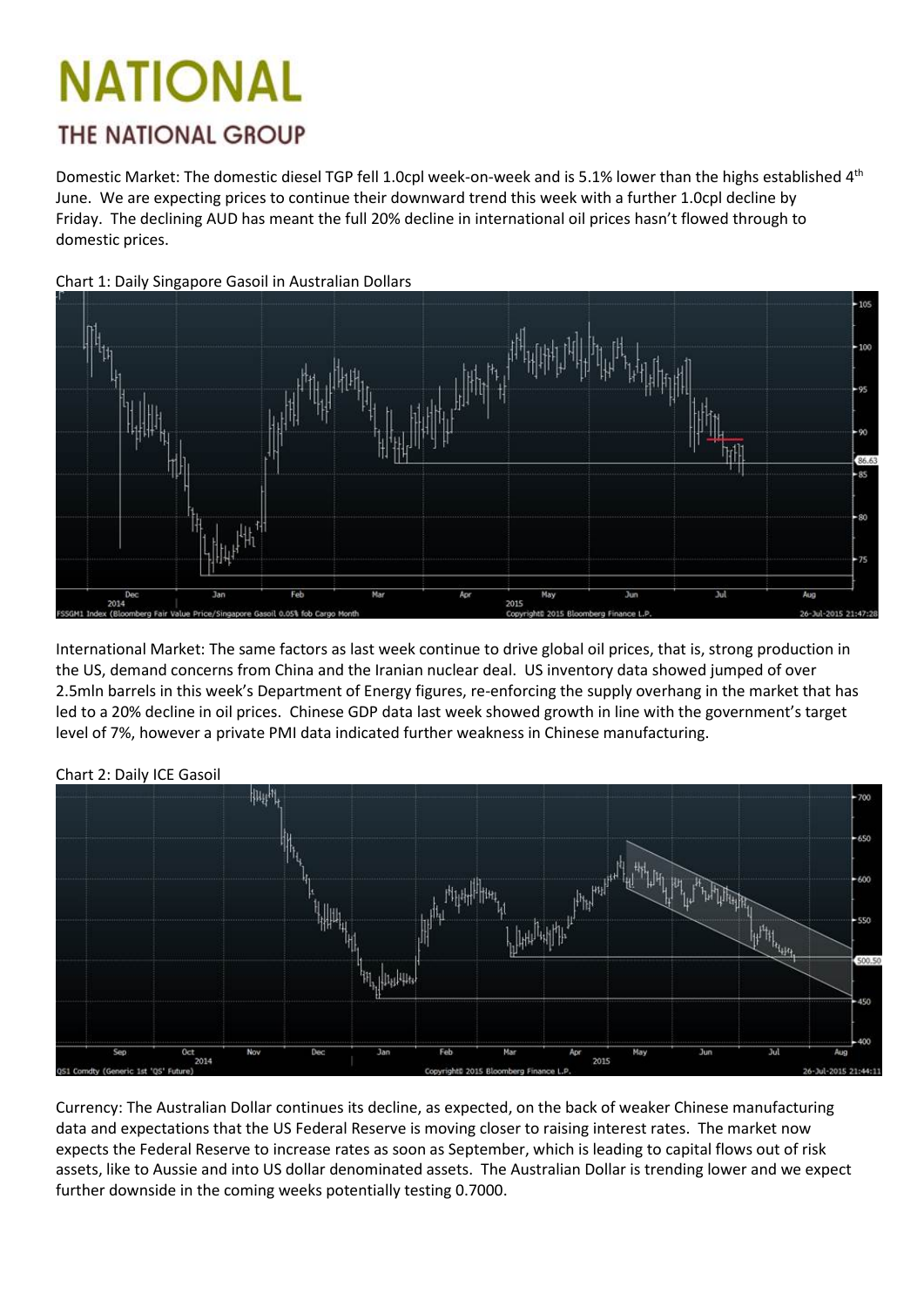# NATIONAL

## THE NATIONAL GROUP

Domestic Market: The domestic diesel TGP fell 1.0cpl week-on-week and is 5.1% lower than the highs established 4th June. We are expecting prices to continue their downward trend this week with a further 1.0cpl decline by Friday. The declining AUD has meant the full 20% decline in international oil prices hasn't flowed through to domestic prices.

Chart 1: Daily Singapore Gasoil in Australian Dollars

International Market: The same factors as last week continue to drive global oil prices, that is, strong production in the US, demand concerns from China and the Iranian nuclear deal. US inventory data showed jumped of over 2.5mln barrels in this week's Department of Energy figures, re-enforcing the supply overhang in the market that has led to a 20% decline in oil prices. Chinese GDP data last week showed growth in line with the government's target level of 7%, however a private PMI data indicated further weakness in Chinese manufacturing.

Chart 2: Daily ICE Gasoil

Currency: The Australian Dollar continues its decline, as expected, on the back of weaker Chinese manufacturing data and expectations that the US Federal Reserve is moving closer to raising interest rates. The market now expects the Federal Reserve to increase rates as soon as September, which is leading to capital flows out of risk assets, like to Aussie and into US dollar denominated assets. The Australian Dollar is trending lower and we expect further downside in the coming weeks potentially testing 0.7000.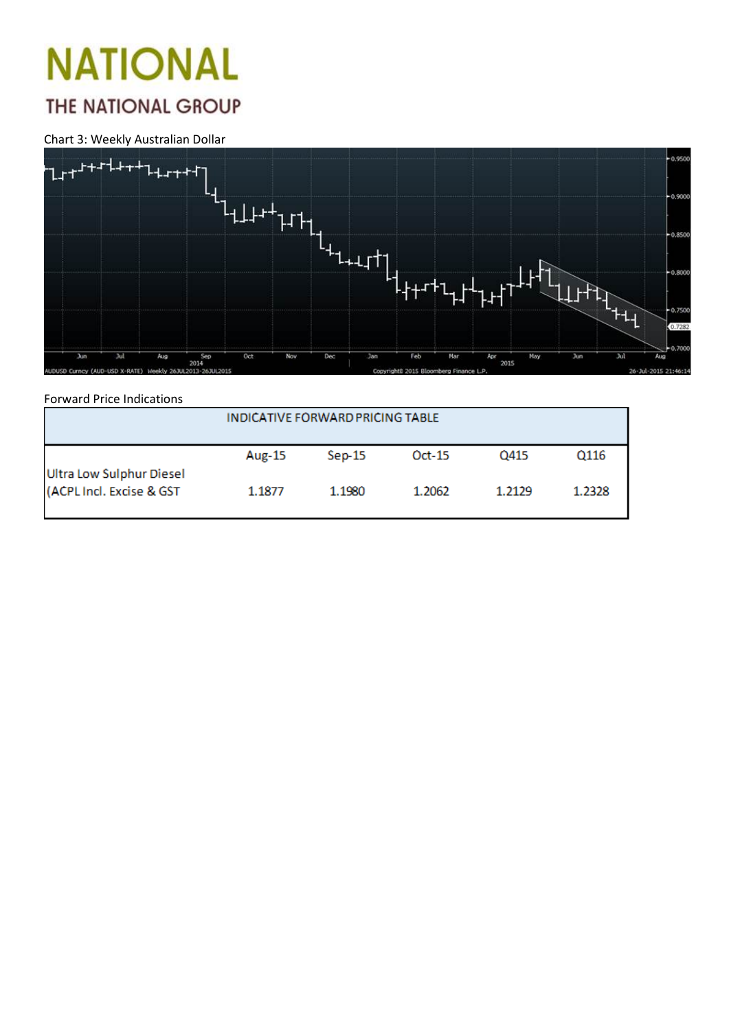# NATIONAL

## THE NATIONAL GROUP

Chart 3: Weekly Australian Dollar

0.9500
0.9000
0.8500
0.8000
0.7500
0.7282
0.7000

Jun Jul Aug Sep Oct Nov Dec Jan Feb Mar Apr May Jun Jul Aug
2014 2015

AUDUSD Curncy (AUD-USD X-RATE) Weekly 26JUL2013-26JUL2015

Copyright© 2015 Bloomberg Finance L.P.

26-Jul-2015 21:46:14

Forward Price Indications

| INDICATIVE FORWARD PRICING TABLE | | | | | |
|---|---|---|---|---|---|
| | Aug-15 | Sep-15 | Oct-15 | Q415 | Q116 |
| Ultra Low Sulphur Diesel (ACPL Incl. Excise & GST | 1.1877 | 1.1980 | 1.2062 | 1.2129 | 1.2328 |